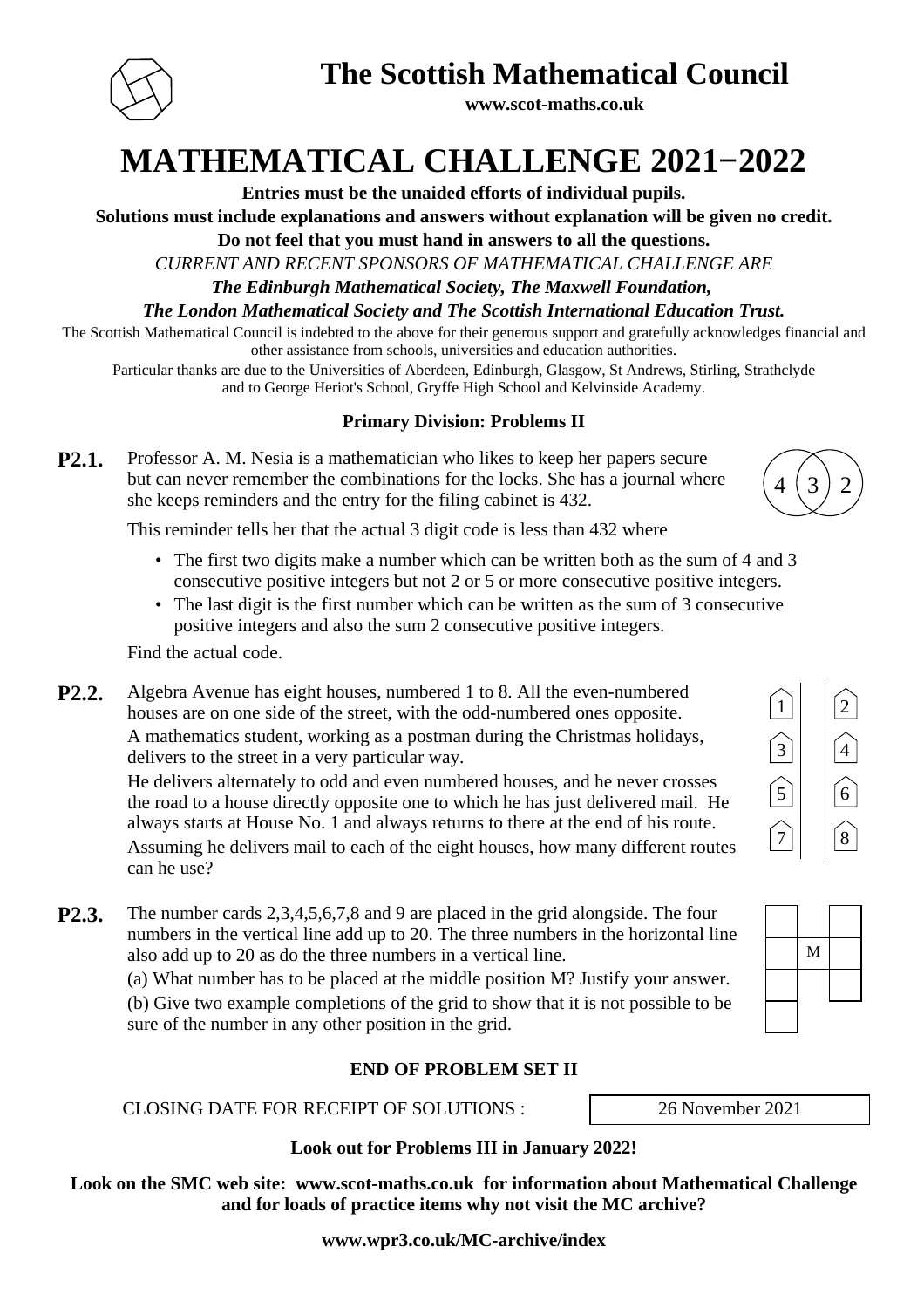# The Scottish Mathematical Council

**www.scot-maths.co.uk**

# MATHEMATICAL CHALLENGE 2021−2022

**Entries must be the unaided efforts of individual pupils.**

**Solutions must include explanations and answers without explanation will be given no credit.**

**Do not feel that you must hand in answers to all the questions.**

*CURRENT AND RECENT SPONSORS OF MATHEMATICAL CHALLENGE ARE*

***The Edinburgh Mathematical Society, The Maxwell Foundation,***

***The London Mathematical Society and The Scottish International Education Trust.***

The Scottish Mathematical Council is indebted to the above for their generous support and gratefully acknowledges financial and other assistance from schools, universities and education authorities.

Particular thanks are due to the Universities of Aberdeen, Edinburgh, Glasgow, St Andrews, Stirling, Strathclyde and to George Heriot's School, Gryffe High School and Kelvinside Academy.

## Primary Division: Problems II

**P2.1.** Professor A. M. Nesia is a mathematician who likes to keep her papers secure but can never remember the combinations for the locks. She has a journal where she keeps reminders and the entry for the filing cabinet is 432.

4 (3) 2

This reminder tells her that the actual 3 digit code is less than 432 where

- The first two digits make a number which can be written both as the sum of 4 and 3 consecutive positive integers but not 2 or 5 or more consecutive positive integers.
- The last digit is the first number which can be written as the sum of 3 consecutive positive integers and also the sum 2 consecutive positive integers.

Find the actual code.

**P2.2.** Algebra Avenue has eight houses, numbered 1 to 8. All the even-numbered houses are on one side of the street, with the odd-numbered ones opposite.

A mathematics student, working as a postman during the Christmas holidays, delivers to the street in a very particular way.

He delivers alternately to odd and even numbered houses, and he never crosses the road to a house directly opposite one to which he has just delivered mail. He always starts at House No. 1 and always returns to there at the end of his route.

Assuming he delivers mail to each of the eight houses, how many different routes can he use?

| | | |
|---|---|---|
| 1 | | 2 |
| 3 | | 4 |
| 5 | | 6 |
| 7 | | 8 |

**P2.3.** The number cards 2,3,4,5,6,7,8 and 9 are placed in the grid alongside. The four numbers in the vertical line add up to 20. The three numbers in the horizontal line also add up to 20 as do the three numbers in a vertical line.

(a) What number has to be placed at the middle position M? Justify your answer.

(b) Give two example completions of the grid to show that it is not possible to be sure of the number in any other position in the grid.

| | | |
|---|---|---|
| ☐ | | ☐ |
| ☐ | M | ☐ |
| ☐ | | ☐ |
| ☐ | | |

**END OF PROBLEM SET II**

| CLOSING DATE FOR RECEIPT OF SOLUTIONS : | 26 November 2021 |
|---|---|

**Look out for Problems III in January 2022!**

**Look on the SMC web site: www.scot-maths.co.uk for information about Mathematical Challenge and for loads of practice items why not visit the MC archive?**

**www.wpr3.co.uk/MC-archive/index**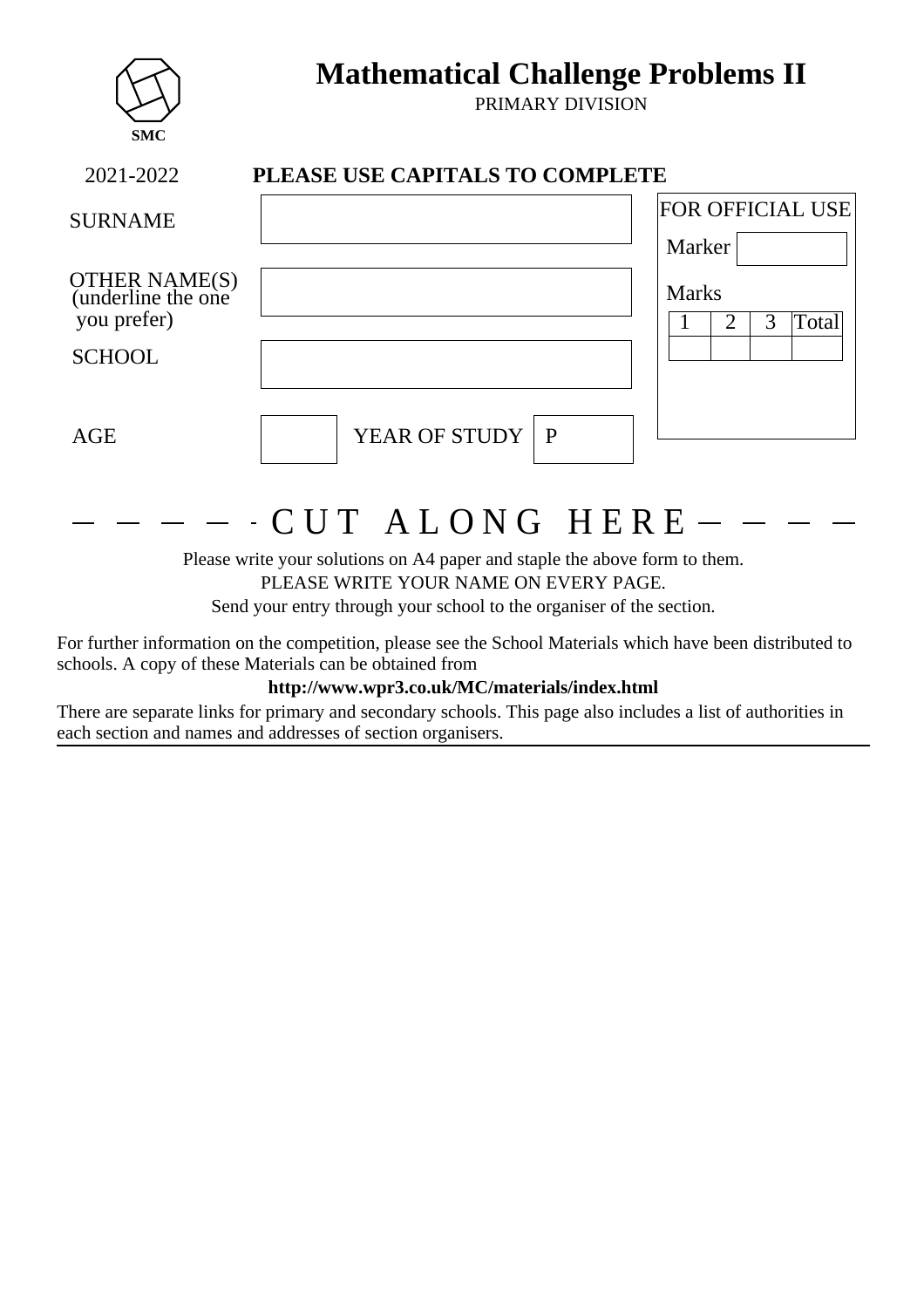SMC

# Mathematical Challenge Problems II

PRIMARY DIVISION

2021-2022 **PLEASE USE CAPITALS TO COMPLETE**

| | |
|---|---|
| SURNAME | |
| OTHER NAME(S) (underline the one you prefer) | |
| SCHOOL | |
| AGE | |
| YEAR OF STUDY | P |

FOR OFFICIAL USE

Marker

Marks

| 1 | 2 | 3 | Total |
|---|---|---|---|
| | | | |

— — — — C U T A L O N G H E R E — — — —

Please write your solutions on A4 paper and staple the above form to them.
PLEASE WRITE YOUR NAME ON EVERY PAGE.
Send your entry through your school to the organiser of the section.

For further information on the competition, please see the School Materials which have been distributed to schools. A copy of these Materials can be obtained from

**http://www.wpr3.co.uk/MC/materials/index.html**

There are separate links for primary and secondary schools. This page also includes a list of authorities in each section and names and addresses of section organisers.